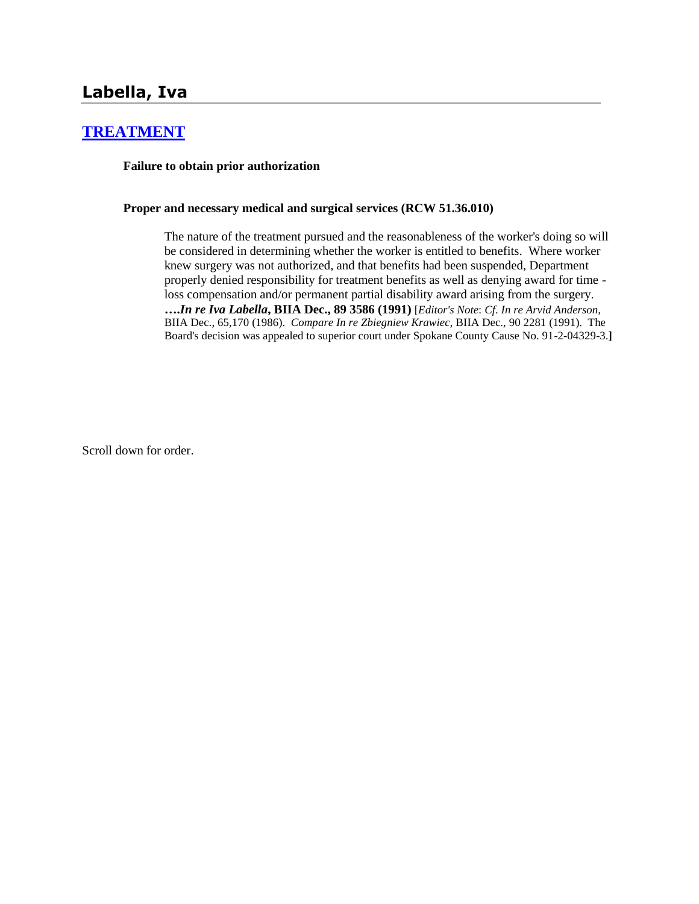## Labella, Iva

### [TREATMENT]

**Failure to obtain prior authorization**

**Proper and necessary medical and surgical services (RCW 51.36.010)**

> The nature of the treatment pursued and the reasonableness of the worker's doing so will be considered in determining whether the worker is entitled to benefits. Where worker knew surgery was not authorized, and that benefits had been suspended, Department properly denied responsibility for treatment benefits as well as denying award for time - loss compensation and/or permanent partial disability award arising from the surgery. ***….In re Iva Labella*, BIIA Dec., 89 3586 (1991)** [*Editor's Note*: *Cf. In re Arvid Anderson*, BIIA Dec., 65,170 (1986). *Compare In re Zbiegniew Krawiec*, BIIA Dec., 90 2281 (1991). The Board's decision was appealed to superior court under Spokane County Cause No. 91-2-04329-3.**]**

Scroll down for order.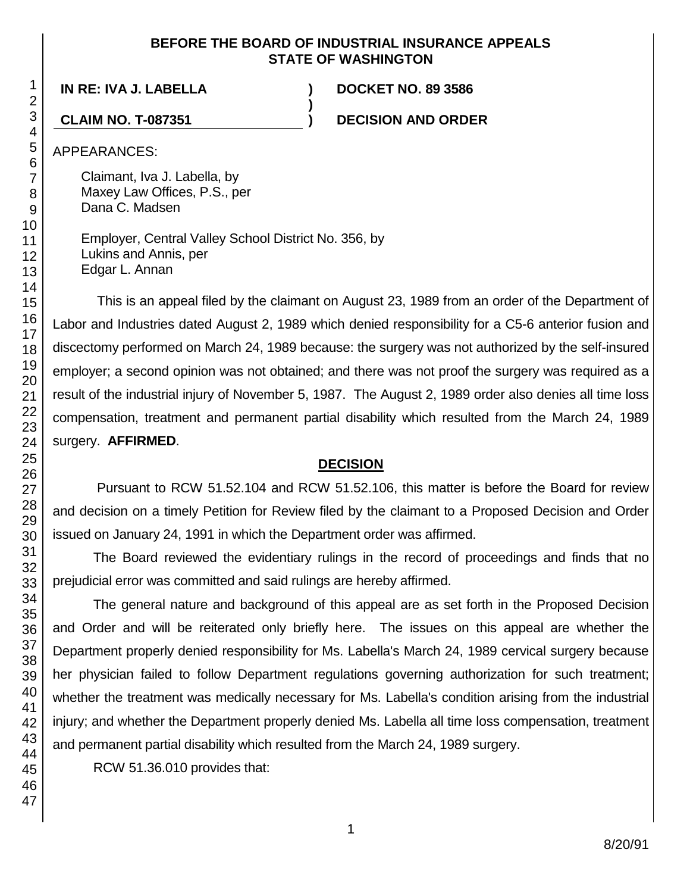**BEFORE THE BOARD OF INDUSTRIAL INSURANCE APPEALS**
**STATE OF WASHINGTON**

**IN RE: IVA J. LABELLA** ) **DOCKET NO. 89 3586**
)
**CLAIM NO. T-087351** ) **DECISION AND ORDER**

APPEARANCES:

Claimant, Iva J. Labella, by
Maxey Law Offices, P.S., per
Dana C. Madsen

Employer, Central Valley School District No. 356, by
Lukins and Annis, per
Edgar L. Annan

This is an appeal filed by the claimant on August 23, 1989 from an order of the Department of Labor and Industries dated August 2, 1989 which denied responsibility for a C5-6 anterior fusion and discectomy performed on March 24, 1989 because: the surgery was not authorized by the self-insured employer; a second opinion was not obtained; and there was not proof the surgery was required as a result of the industrial injury of November 5, 1987. The August 2, 1989 order also denies all time loss compensation, treatment and permanent partial disability which resulted from the March 24, 1989 surgery. **AFFIRMED**.

## DECISION

Pursuant to RCW 51.52.104 and RCW 51.52.106, this matter is before the Board for review and decision on a timely Petition for Review filed by the claimant to a Proposed Decision and Order issued on January 24, 1991 in which the Department order was affirmed.

The Board reviewed the evidentiary rulings in the record of proceedings and finds that no prejudicial error was committed and said rulings are hereby affirmed.

The general nature and background of this appeal are as set forth in the Proposed Decision and Order and will be reiterated only briefly here. The issues on this appeal are whether the Department properly denied responsibility for Ms. Labella's March 24, 1989 cervical surgery because her physician failed to follow Department regulations governing authorization for such treatment; whether the treatment was medically necessary for Ms. Labella's condition arising from the industrial injury; and whether the Department properly denied Ms. Labella all time loss compensation, treatment and permanent partial disability which resulted from the March 24, 1989 surgery.

RCW 51.36.010 provides that: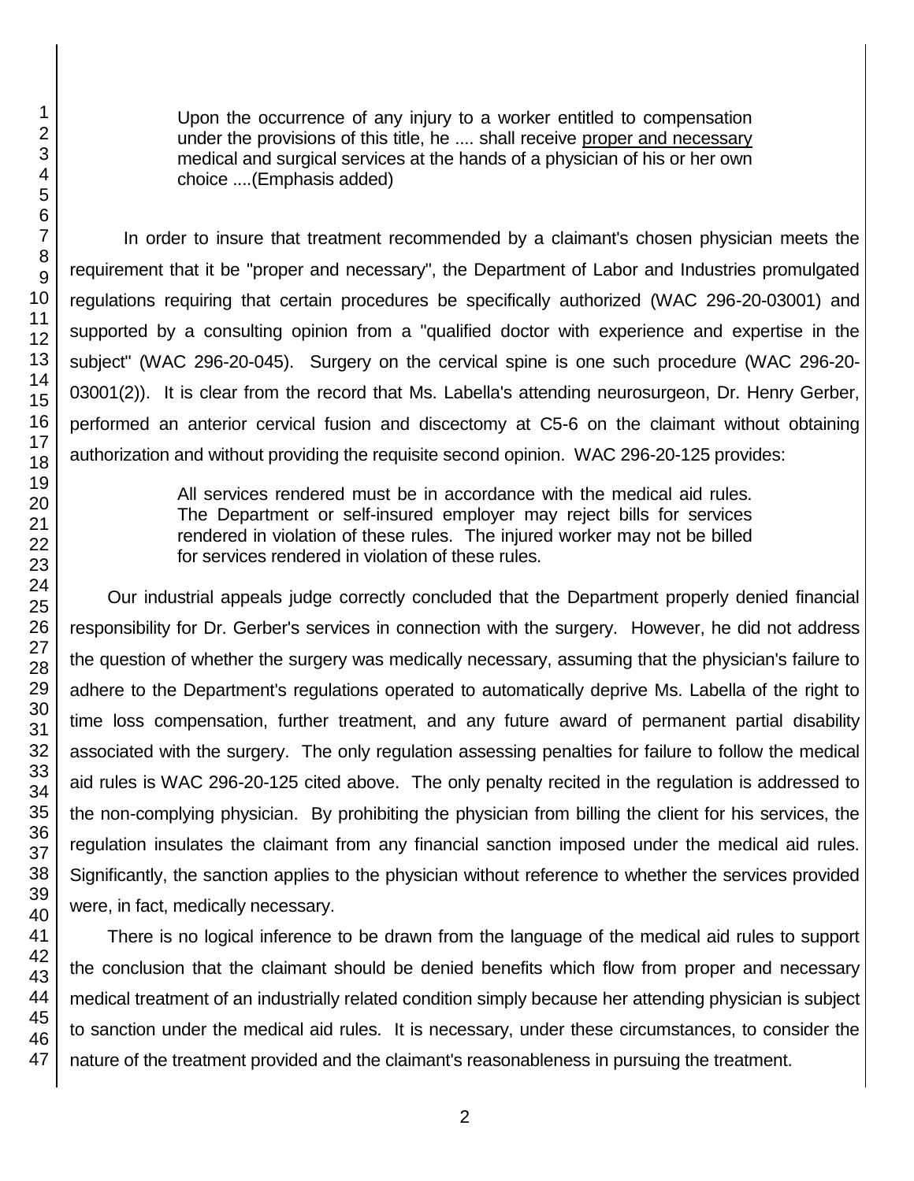> Upon the occurrence of any injury to a worker entitled to compensation under the provisions of this title, he .... shall receive proper and necessary medical and surgical services at the hands of a physician of his or her own choice ....(Emphasis added)

In order to insure that treatment recommended by a claimant's chosen physician meets the requirement that it be "proper and necessary", the Department of Labor and Industries promulgated regulations requiring that certain procedures be specifically authorized (WAC 296-20-03001) and supported by a consulting opinion from a "qualified doctor with experience and expertise in the subject" (WAC 296-20-045). Surgery on the cervical spine is one such procedure (WAC 296-20-03001(2)). It is clear from the record that Ms. Labella's attending neurosurgeon, Dr. Henry Gerber, performed an anterior cervical fusion and discectomy at C5-6 on the claimant without obtaining authorization and without providing the requisite second opinion. WAC 296-20-125 provides:

> All services rendered must be in accordance with the medical aid rules. The Department or self-insured employer may reject bills for services rendered in violation of these rules. The injured worker may not be billed for services rendered in violation of these rules.

Our industrial appeals judge correctly concluded that the Department properly denied financial responsibility for Dr. Gerber's services in connection with the surgery. However, he did not address the question of whether the surgery was medically necessary, assuming that the physician's failure to adhere to the Department's regulations operated to automatically deprive Ms. Labella of the right to time loss compensation, further treatment, and any future award of permanent partial disability associated with the surgery. The only regulation assessing penalties for failure to follow the medical aid rules is WAC 296-20-125 cited above. The only penalty recited in the regulation is addressed to the non-complying physician. By prohibiting the physician from billing the client for his services, the regulation insulates the claimant from any financial sanction imposed under the medical aid rules. Significantly, the sanction applies to the physician without reference to whether the services provided were, in fact, medically necessary.

There is no logical inference to be drawn from the language of the medical aid rules to support the conclusion that the claimant should be denied benefits which flow from proper and necessary medical treatment of an industrially related condition simply because her attending physician is subject to sanction under the medical aid rules. It is necessary, under these circumstances, to consider the nature of the treatment provided and the claimant's reasonableness in pursuing the treatment.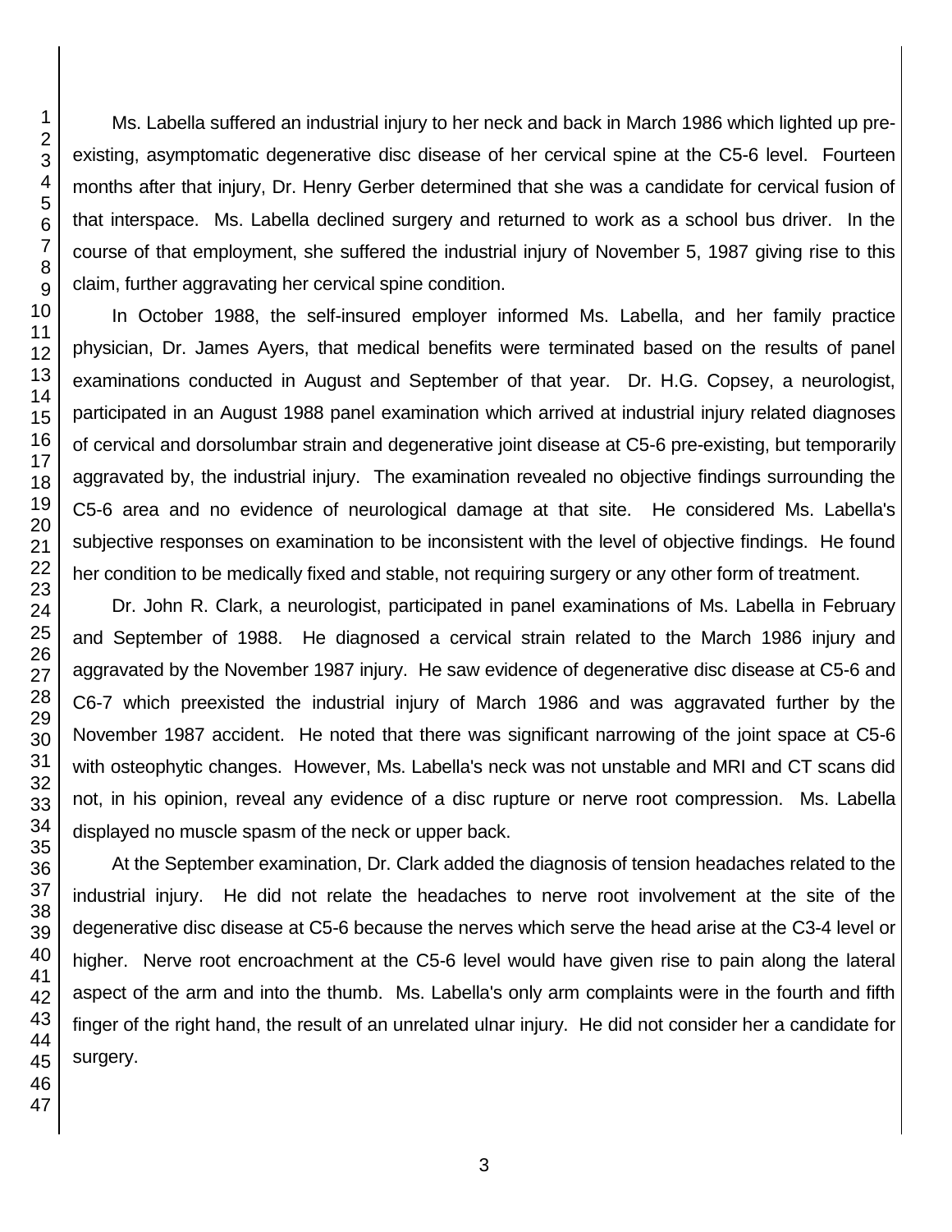Ms. Labella suffered an industrial injury to her neck and back in March 1986 which lighted up pre-existing, asymptomatic degenerative disc disease of her cervical spine at the C5-6 level. Fourteen months after that injury, Dr. Henry Gerber determined that she was a candidate for cervical fusion of that interspace. Ms. Labella declined surgery and returned to work as a school bus driver. In the course of that employment, she suffered the industrial injury of November 5, 1987 giving rise to this claim, further aggravating her cervical spine condition.

In October 1988, the self-insured employer informed Ms. Labella, and her family practice physician, Dr. James Ayers, that medical benefits were terminated based on the results of panel examinations conducted in August and September of that year. Dr. H.G. Copsey, a neurologist, participated in an August 1988 panel examination which arrived at industrial injury related diagnoses of cervical and dorsolumbar strain and degenerative joint disease at C5-6 pre-existing, but temporarily aggravated by, the industrial injury. The examination revealed no objective findings surrounding the C5-6 area and no evidence of neurological damage at that site. He considered Ms. Labella's subjective responses on examination to be inconsistent with the level of objective findings. He found her condition to be medically fixed and stable, not requiring surgery or any other form of treatment.

Dr. John R. Clark, a neurologist, participated in panel examinations of Ms. Labella in February and September of 1988. He diagnosed a cervical strain related to the March 1986 injury and aggravated by the November 1987 injury. He saw evidence of degenerative disc disease at C5-6 and C6-7 which preexisted the industrial injury of March 1986 and was aggravated further by the November 1987 accident. He noted that there was significant narrowing of the joint space at C5-6 with osteophytic changes. However, Ms. Labella's neck was not unstable and MRI and CT scans did not, in his opinion, reveal any evidence of a disc rupture or nerve root compression. Ms. Labella displayed no muscle spasm of the neck or upper back.

At the September examination, Dr. Clark added the diagnosis of tension headaches related to the industrial injury. He did not relate the headaches to nerve root involvement at the site of the degenerative disc disease at C5-6 because the nerves which serve the head arise at the C3-4 level or higher. Nerve root encroachment at the C5-6 level would have given rise to pain along the lateral aspect of the arm and into the thumb. Ms. Labella's only arm complaints were in the fourth and fifth finger of the right hand, the result of an unrelated ulnar injury. He did not consider her a candidate for surgery.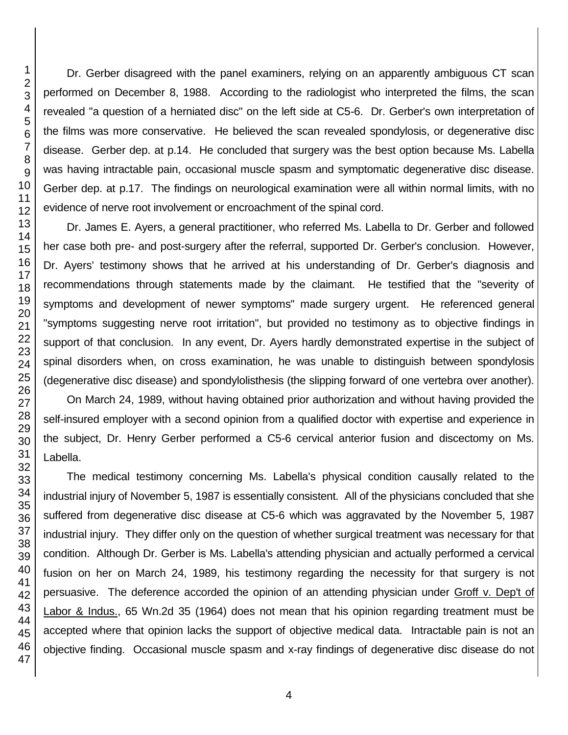Dr. Gerber disagreed with the panel examiners, relying on an apparently ambiguous CT scan performed on December 8, 1988. According to the radiologist who interpreted the films, the scan revealed "a question of a herniated disc" on the left side at C5-6. Dr. Gerber's own interpretation of the films was more conservative. He believed the scan revealed spondylosis, or degenerative disc disease. Gerber dep. at p.14. He concluded that surgery was the best option because Ms. Labella was having intractable pain, occasional muscle spasm and symptomatic degenerative disc disease. Gerber dep. at p.17. The findings on neurological examination were all within normal limits, with no evidence of nerve root involvement or encroachment of the spinal cord.

Dr. James E. Ayers, a general practitioner, who referred Ms. Labella to Dr. Gerber and followed her case both pre- and post-surgery after the referral, supported Dr. Gerber's conclusion. However, Dr. Ayers' testimony shows that he arrived at his understanding of Dr. Gerber's diagnosis and recommendations through statements made by the claimant. He testified that the "severity of symptoms and development of newer symptoms" made surgery urgent. He referenced general "symptoms suggesting nerve root irritation", but provided no testimony as to objective findings in support of that conclusion. In any event, Dr. Ayers hardly demonstrated expertise in the subject of spinal disorders when, on cross examination, he was unable to distinguish between spondylosis (degenerative disc disease) and spondylolisthesis (the slipping forward of one vertebra over another).

On March 24, 1989, without having obtained prior authorization and without having provided the self-insured employer with a second opinion from a qualified doctor with expertise and experience in the subject, Dr. Henry Gerber performed a C5-6 cervical anterior fusion and discectomy on Ms. Labella.

The medical testimony concerning Ms. Labella's physical condition causally related to the industrial injury of November 5, 1987 is essentially consistent. All of the physicians concluded that she suffered from degenerative disc disease at C5-6 which was aggravated by the November 5, 1987 industrial injury. They differ only on the question of whether surgical treatment was necessary for that condition. Although Dr. Gerber is Ms. Labella's attending physician and actually performed a cervical fusion on her on March 24, 1989, his testimony regarding the necessity for that surgery is not persuasive. The deference accorded the opinion of an attending physician under Groff v. Dep't of Labor & Indus., 65 Wn.2d 35 (1964) does not mean that his opinion regarding treatment must be accepted where that opinion lacks the support of objective medical data. Intractable pain is not an objective finding. Occasional muscle spasm and x-ray findings of degenerative disc disease do not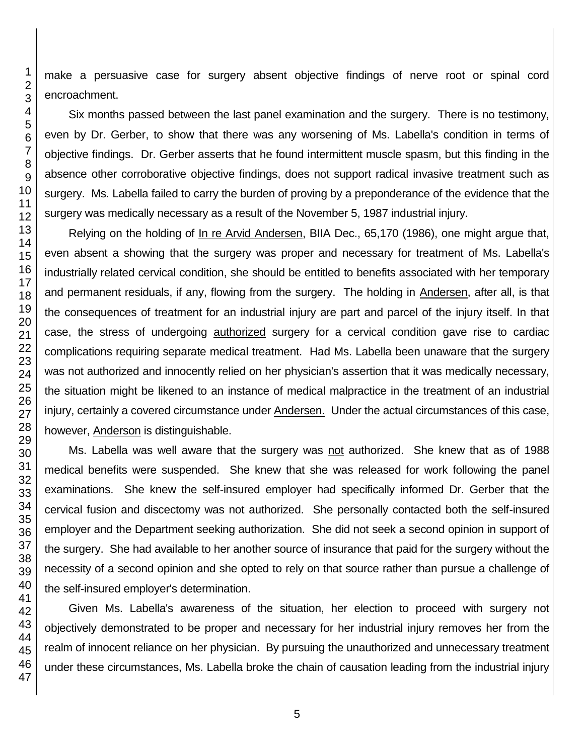make a persuasive case for surgery absent objective findings of nerve root or spinal cord encroachment.

Six months passed between the last panel examination and the surgery. There is no testimony, even by Dr. Gerber, to show that there was any worsening of Ms. Labella's condition in terms of objective findings. Dr. Gerber asserts that he found intermittent muscle spasm, but this finding in the absence other corroborative objective findings, does not support radical invasive treatment such as surgery. Ms. Labella failed to carry the burden of proving by a preponderance of the evidence that the surgery was medically necessary as a result of the November 5, 1987 industrial injury.

Relying on the holding of In re Arvid Andersen, BIIA Dec., 65,170 (1986), one might argue that, even absent a showing that the surgery was proper and necessary for treatment of Ms. Labella's industrially related cervical condition, she should be entitled to benefits associated with her temporary and permanent residuals, if any, flowing from the surgery. The holding in Andersen, after all, is that the consequences of treatment for an industrial injury are part and parcel of the injury itself. In that case, the stress of undergoing authorized surgery for a cervical condition gave rise to cardiac complications requiring separate medical treatment. Had Ms. Labella been unaware that the surgery was not authorized and innocently relied on her physician's assertion that it was medically necessary, the situation might be likened to an instance of medical malpractice in the treatment of an industrial injury, certainly a covered circumstance under Andersen. Under the actual circumstances of this case, however, Anderson is distinguishable.

Ms. Labella was well aware that the surgery was not authorized. She knew that as of 1988 medical benefits were suspended. She knew that she was released for work following the panel examinations. She knew the self-insured employer had specifically informed Dr. Gerber that the cervical fusion and discectomy was not authorized. She personally contacted both the self-insured employer and the Department seeking authorization. She did not seek a second opinion in support of the surgery. She had available to her another source of insurance that paid for the surgery without the necessity of a second opinion and she opted to rely on that source rather than pursue a challenge of the self-insured employer's determination.

Given Ms. Labella's awareness of the situation, her election to proceed with surgery not objectively demonstrated to be proper and necessary for her industrial injury removes her from the realm of innocent reliance on her physician. By pursuing the unauthorized and unnecessary treatment under these circumstances, Ms. Labella broke the chain of causation leading from the industrial injury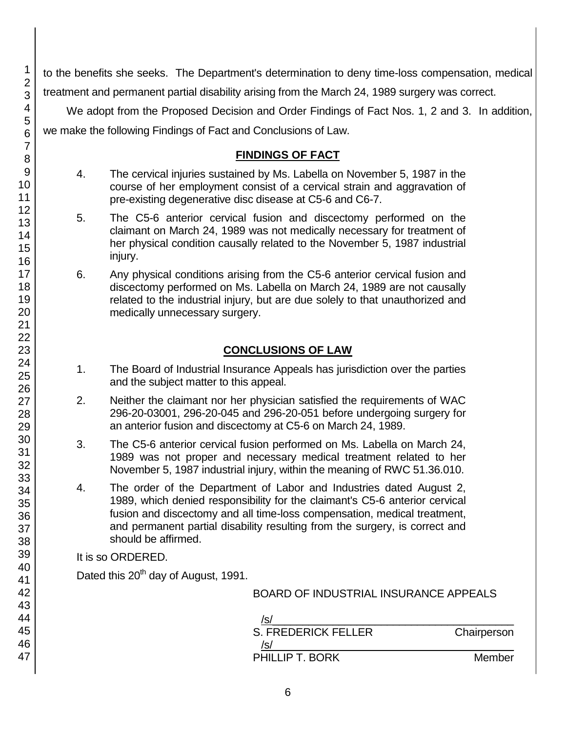to the benefits she seeks. The Department's determination to deny time-loss compensation, medical treatment and permanent partial disability arising from the March 24, 1989 surgery was correct.

We adopt from the Proposed Decision and Order Findings of Fact Nos. 1, 2 and 3. In addition, we make the following Findings of Fact and Conclusions of Law.

## **FINDINGS OF FACT**

4. The cervical injuries sustained by Ms. Labella on November 5, 1987 in the course of her employment consist of a cervical strain and aggravation of pre-existing degenerative disc disease at C5-6 and C6-7.

5. The C5-6 anterior cervical fusion and discectomy performed on the claimant on March 24, 1989 was not medically necessary for treatment of her physical condition causally related to the November 5, 1987 industrial injury.

6. Any physical conditions arising from the C5-6 anterior cervical fusion and discectomy performed on Ms. Labella on March 24, 1989 are not causally related to the industrial injury, but are due solely to that unauthorized and medically unnecessary surgery.

## **CONCLUSIONS OF LAW**

1. The Board of Industrial Insurance Appeals has jurisdiction over the parties and the subject matter to this appeal.

2. Neither the claimant nor her physician satisfied the requirements of WAC 296-20-03001, 296-20-045 and 296-20-051 before undergoing surgery for an anterior fusion and discectomy at C5-6 on March 24, 1989.

3. The C5-6 anterior cervical fusion performed on Ms. Labella on March 24, 1989 was not proper and necessary medical treatment related to her November 5, 1987 industrial injury, within the meaning of RWC 51.36.010.

4. The order of the Department of Labor and Industries dated August 2, 1989, which denied responsibility for the claimant's C5-6 anterior cervical fusion and discectomy and all time-loss compensation, medical treatment, and permanent partial disability resulting from the surgery, is correct and should be affirmed.

It is so ORDERED.

Dated this 20th day of August, 1991.

BOARD OF INDUSTRIAL INSURANCE APPEALS

/s/
S. FREDERICK FELLER Chairperson

/s/
PHILLIP T. BORK Member